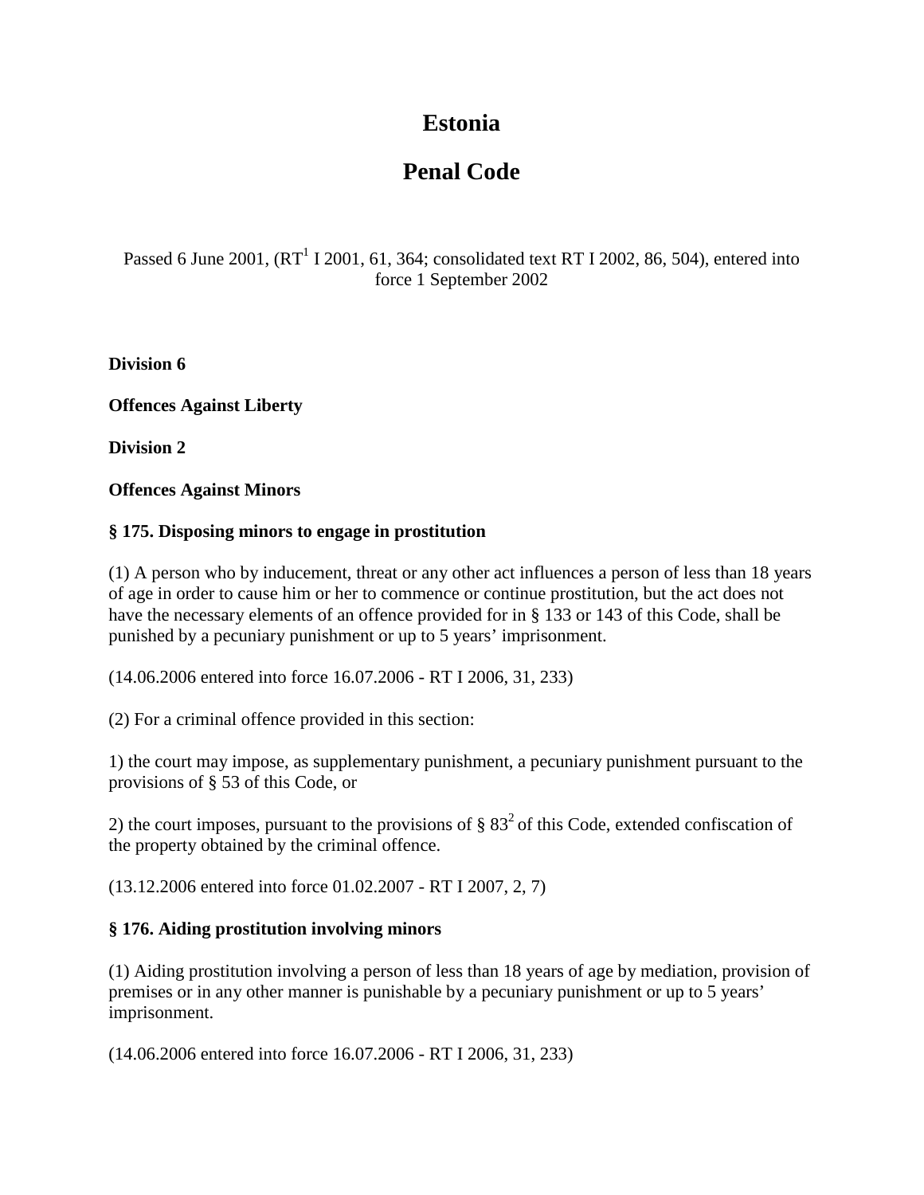# Estonia

# Penal Code

Passed 6 June 2001, (RT[1] I 2001, 61, 364; consolidated text RT I 2002, 86, 504), entered into force 1 September 2002

**Division 6**

**Offences Against Liberty**

**Division 2**

**Offences Against Minors**

**§ 175. Disposing minors to engage in prostitution**

(1) A person who by inducement, threat or any other act influences a person of less than 18 years of age in order to cause him or her to commence or continue prostitution, but the act does not have the necessary elements of an offence provided for in § 133 or 143 of this Code, shall be punished by a pecuniary punishment or up to 5 years' imprisonment.

(14.06.2006 entered into force 16.07.2006 - RT I 2006, 31, 233)

(2) For a criminal offence provided in this section:

1) the court may impose, as supplementary punishment, a pecuniary punishment pursuant to the provisions of § 53 of this Code, or

2) the court imposes, pursuant to the provisions of § 83[2] of this Code, extended confiscation of the property obtained by the criminal offence.

(13.12.2006 entered into force 01.02.2007 - RT I 2007, 2, 7)

**§ 176. Aiding prostitution involving minors**

(1) Aiding prostitution involving a person of less than 18 years of age by mediation, provision of premises or in any other manner is punishable by a pecuniary punishment or up to 5 years' imprisonment.

(14.06.2006 entered into force 16.07.2006 - RT I 2006, 31, 233)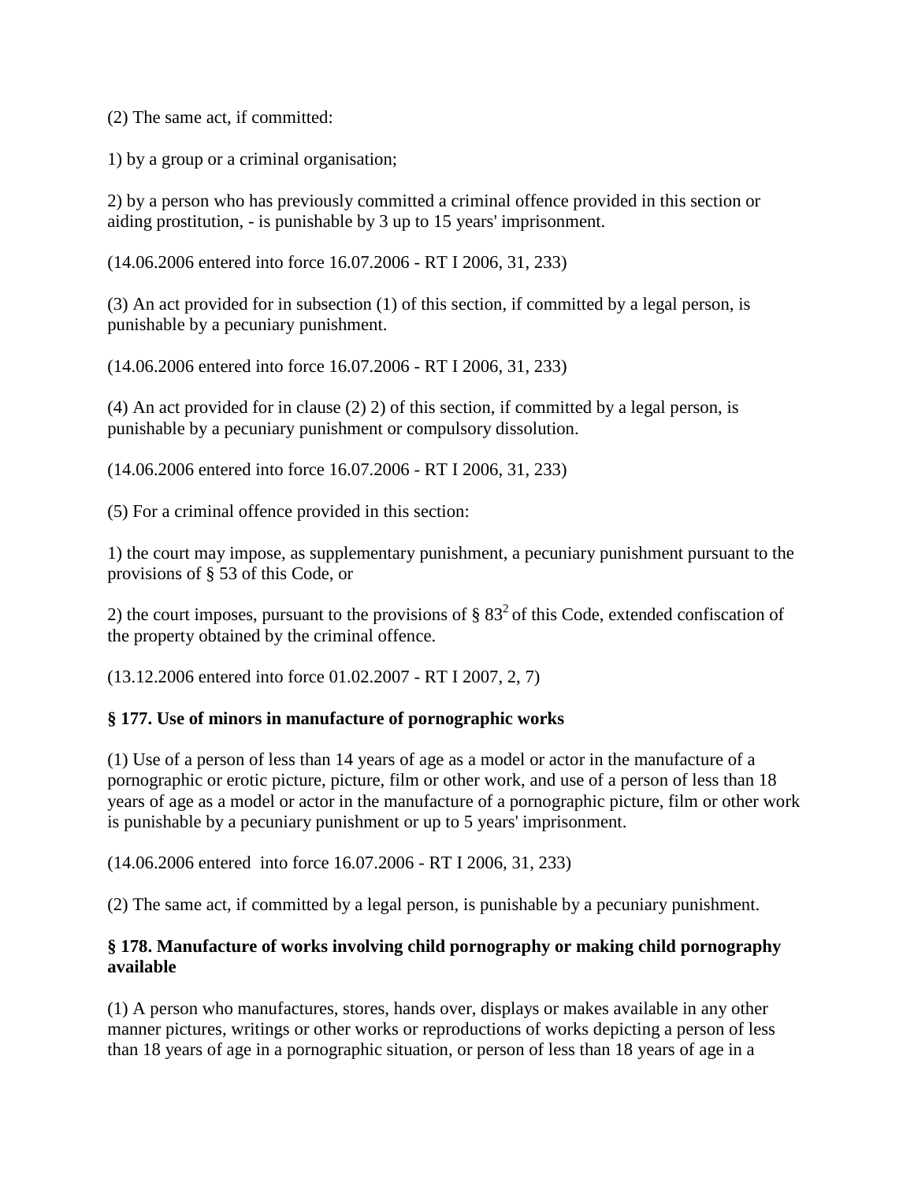(2) The same act, if committed:

1) by a group or a criminal organisation;

2) by a person who has previously committed a criminal offence provided in this section or aiding prostitution, - is punishable by 3 up to 15 years' imprisonment.

(14.06.2006 entered into force 16.07.2006 - RT I 2006, 31, 233)

(3) An act provided for in subsection (1) of this section, if committed by a legal person, is punishable by a pecuniary punishment.

(14.06.2006 entered into force 16.07.2006 - RT I 2006, 31, 233)

(4) An act provided for in clause (2) 2) of this section, if committed by a legal person, is punishable by a pecuniary punishment or compulsory dissolution.

(14.06.2006 entered into force 16.07.2006 - RT I 2006, 31, 233)

(5) For a criminal offence provided in this section:

1) the court may impose, as supplementary punishment, a pecuniary punishment pursuant to the provisions of § 53 of this Code, or

2) the court imposes, pursuant to the provisions of § $83^2$ of this Code, extended confiscation of the property obtained by the criminal offence.

(13.12.2006 entered into force 01.02.2007 - RT I 2007, 2, 7)

**§ 177. Use of minors in manufacture of pornographic works**

(1) Use of a person of less than 14 years of age as a model or actor in the manufacture of a pornographic or erotic picture, picture, film or other work, and use of a person of less than 18 years of age as a model or actor in the manufacture of a pornographic picture, film or other work is punishable by a pecuniary punishment or up to 5 years' imprisonment.

(14.06.2006 entered into force 16.07.2006 - RT I 2006, 31, 233)

(2) The same act, if committed by a legal person, is punishable by a pecuniary punishment.

**§ 178. Manufacture of works involving child pornography or making child pornography available**

(1) A person who manufactures, stores, hands over, displays or makes available in any other manner pictures, writings or other works or reproductions of works depicting a person of less than 18 years of age in a pornographic situation, or person of less than 18 years of age in a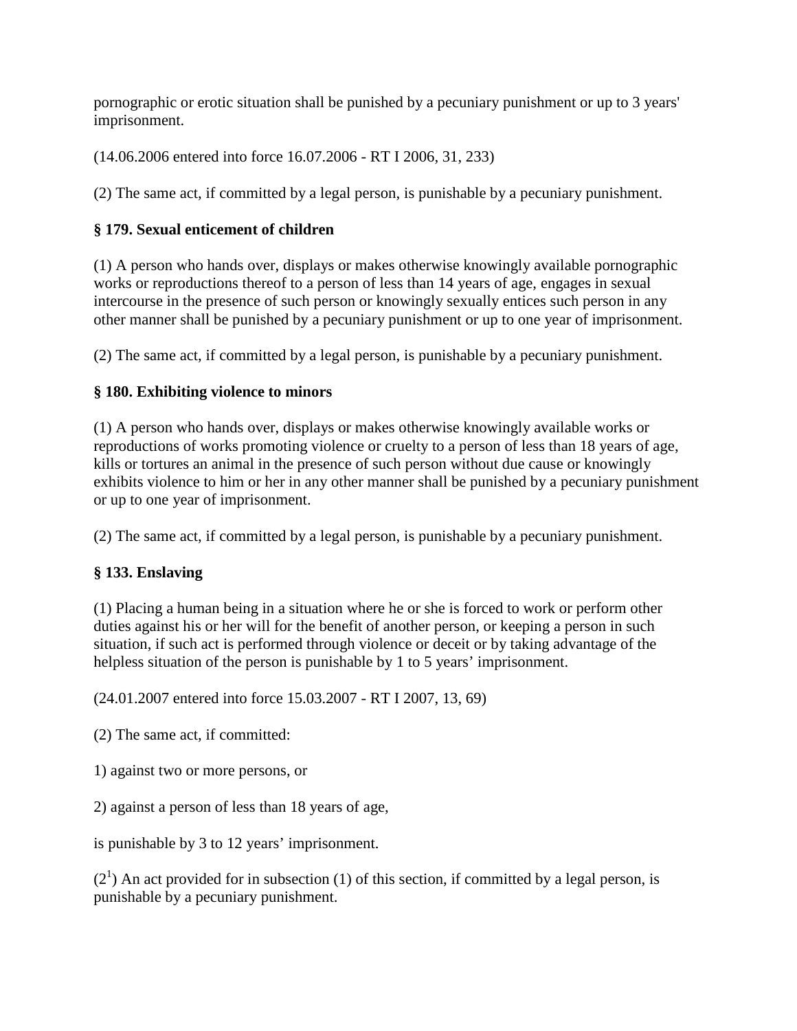pornographic or erotic situation shall be punished by a pecuniary punishment or up to 3 years' imprisonment.

(14.06.2006 entered into force 16.07.2006 - RT I 2006, 31, 233)

(2) The same act, if committed by a legal person, is punishable by a pecuniary punishment.

**§ 179. Sexual enticement of children**

(1) A person who hands over, displays or makes otherwise knowingly available pornographic works or reproductions thereof to a person of less than 14 years of age, engages in sexual intercourse in the presence of such person or knowingly sexually entices such person in any other manner shall be punished by a pecuniary punishment or up to one year of imprisonment.

(2) The same act, if committed by a legal person, is punishable by a pecuniary punishment.

**§ 180. Exhibiting violence to minors**

(1) A person who hands over, displays or makes otherwise knowingly available works or reproductions of works promoting violence or cruelty to a person of less than 18 years of age, kills or tortures an animal in the presence of such person without due cause or knowingly exhibits violence to him or her in any other manner shall be punished by a pecuniary punishment or up to one year of imprisonment.

(2) The same act, if committed by a legal person, is punishable by a pecuniary punishment.

**§ 133. Enslaving**

(1) Placing a human being in a situation where he or she is forced to work or perform other duties against his or her will for the benefit of another person, or keeping a person in such situation, if such act is performed through violence or deceit or by taking advantage of the helpless situation of the person is punishable by 1 to 5 years' imprisonment.

(24.01.2007 entered into force 15.03.2007 - RT I 2007, 13, 69)

(2) The same act, if committed:

1) against two or more persons, or

2) against a person of less than 18 years of age,

is punishable by 3 to 12 years' imprisonment.

($2^1$) An act provided for in subsection (1) of this section, if committed by a legal person, is punishable by a pecuniary punishment.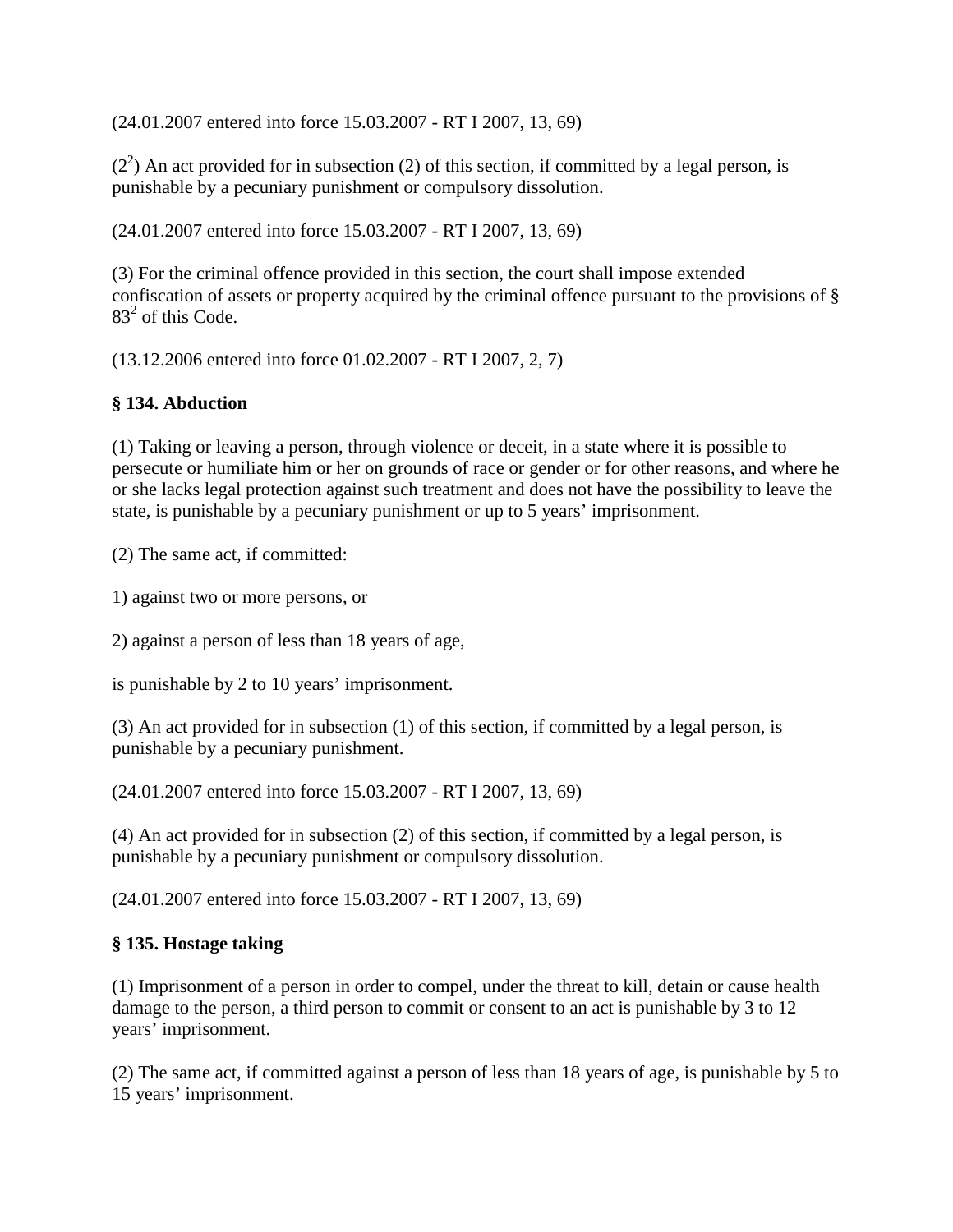(24.01.2007 entered into force 15.03.2007 - RT I 2007, 13, 69)

($2^2$) An act provided for in subsection (2) of this section, if committed by a legal person, is punishable by a pecuniary punishment or compulsory dissolution.

(24.01.2007 entered into force 15.03.2007 - RT I 2007, 13, 69)

(3) For the criminal offence provided in this section, the court shall impose extended confiscation of assets or property acquired by the criminal offence pursuant to the provisions of § $83^2$ of this Code.

(13.12.2006 entered into force 01.02.2007 - RT I 2007, 2, 7)

**§ 134. Abduction**

(1) Taking or leaving a person, through violence or deceit, in a state where it is possible to persecute or humiliate him or her on grounds of race or gender or for other reasons, and where he or she lacks legal protection against such treatment and does not have the possibility to leave the state, is punishable by a pecuniary punishment or up to 5 years' imprisonment.

(2) The same act, if committed:

1) against two or more persons, or

2) against a person of less than 18 years of age,

is punishable by 2 to 10 years' imprisonment.

(3) An act provided for in subsection (1) of this section, if committed by a legal person, is punishable by a pecuniary punishment.

(24.01.2007 entered into force 15.03.2007 - RT I 2007, 13, 69)

(4) An act provided for in subsection (2) of this section, if committed by a legal person, is punishable by a pecuniary punishment or compulsory dissolution.

(24.01.2007 entered into force 15.03.2007 - RT I 2007, 13, 69)

**§ 135. Hostage taking**

(1) Imprisonment of a person in order to compel, under the threat to kill, detain or cause health damage to the person, a third person to commit or consent to an act is punishable by 3 to 12 years' imprisonment.

(2) The same act, if committed against a person of less than 18 years of age, is punishable by 5 to 15 years' imprisonment.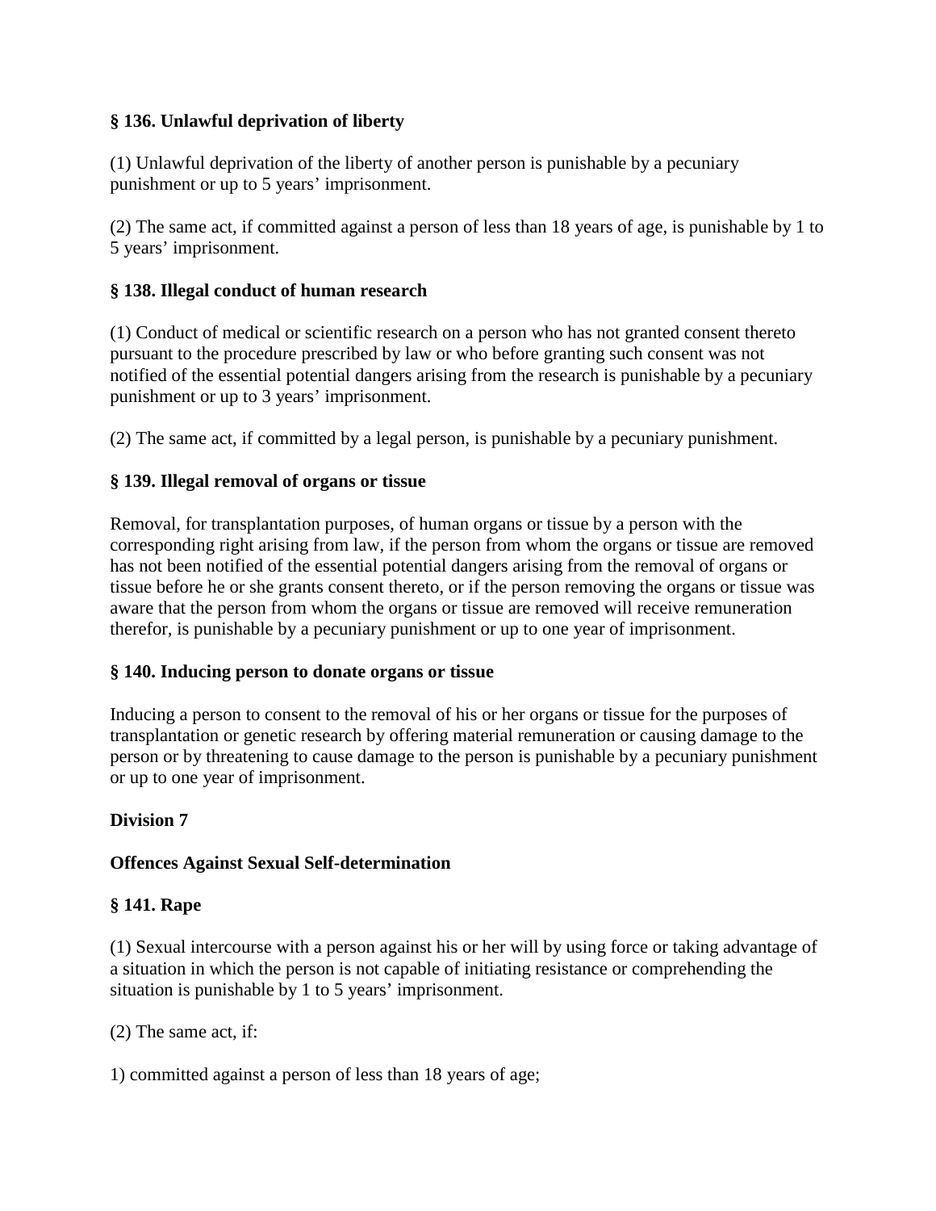### § 136. Unlawful deprivation of liberty

(1) Unlawful deprivation of the liberty of another person is punishable by a pecuniary punishment or up to 5 years' imprisonment.

(2) The same act, if committed against a person of less than 18 years of age, is punishable by 1 to 5 years' imprisonment.

### § 138. Illegal conduct of human research

(1) Conduct of medical or scientific research on a person who has not granted consent thereto pursuant to the procedure prescribed by law or who before granting such consent was not notified of the essential potential dangers arising from the research is punishable by a pecuniary punishment or up to 3 years' imprisonment.

(2) The same act, if committed by a legal person, is punishable by a pecuniary punishment.

### § 139. Illegal removal of organs or tissue

Removal, for transplantation purposes, of human organs or tissue by a person with the corresponding right arising from law, if the person from whom the organs or tissue are removed has not been notified of the essential potential dangers arising from the removal of organs or tissue before he or she grants consent thereto, or if the person removing the organs or tissue was aware that the person from whom the organs or tissue are removed will receive remuneration therefor, is punishable by a pecuniary punishment or up to one year of imprisonment.

### § 140. Inducing person to donate organs or tissue

Inducing a person to consent to the removal of his or her organs or tissue for the purposes of transplantation or genetic research by offering material remuneration or causing damage to the person or by threatening to cause damage to the person is punishable by a pecuniary punishment or up to one year of imprisonment.

## Division 7

## Offences Against Sexual Self-determination

### § 141. Rape

(1) Sexual intercourse with a person against his or her will by using force or taking advantage of a situation in which the person is not capable of initiating resistance or comprehending the situation is punishable by 1 to 5 years' imprisonment.

(2) The same act, if:

1) committed against a person of less than 18 years of age;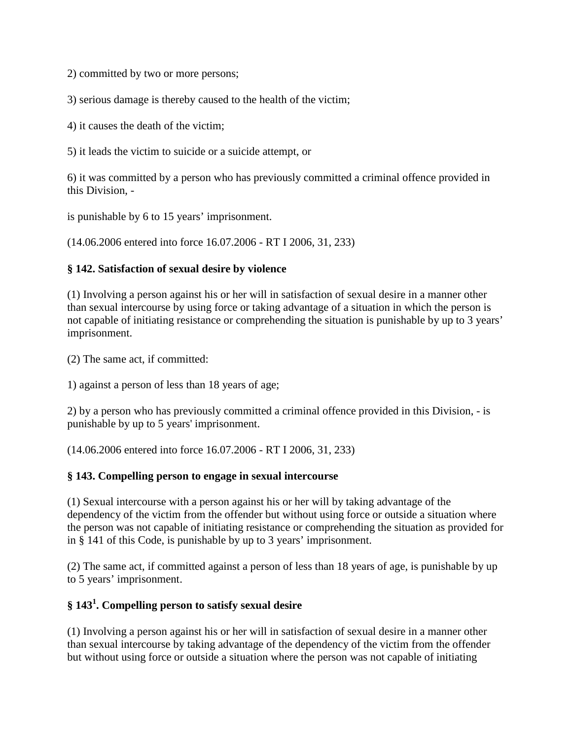2) committed by two or more persons;

3) serious damage is thereby caused to the health of the victim;

4) it causes the death of the victim;

5) it leads the victim to suicide or a suicide attempt, or

6) it was committed by a person who has previously committed a criminal offence provided in this Division, -

is punishable by 6 to 15 years' imprisonment.

(14.06.2006 entered into force 16.07.2006 - RT I 2006, 31, 233)

**§ 142. Satisfaction of sexual desire by violence**

(1) Involving a person against his or her will in satisfaction of sexual desire in a manner other than sexual intercourse by using force or taking advantage of a situation in which the person is not capable of initiating resistance or comprehending the situation is punishable by up to 3 years' imprisonment.

(2) The same act, if committed:

1) against a person of less than 18 years of age;

2) by a person who has previously committed a criminal offence provided in this Division, - is punishable by up to 5 years' imprisonment.

(14.06.2006 entered into force 16.07.2006 - RT I 2006, 31, 233)

**§ 143. Compelling person to engage in sexual intercourse**

(1) Sexual intercourse with a person against his or her will by taking advantage of the dependency of the victim from the offender but without using force or outside a situation where the person was not capable of initiating resistance or comprehending the situation as provided for in § 141 of this Code, is punishable by up to 3 years' imprisonment.

(2) The same act, if committed against a person of less than 18 years of age, is punishable by up to 5 years' imprisonment.

**§ 143[1]. Compelling person to satisfy sexual desire**

(1) Involving a person against his or her will in satisfaction of sexual desire in a manner other than sexual intercourse by taking advantage of the dependency of the victim from the offender but without using force or outside a situation where the person was not capable of initiating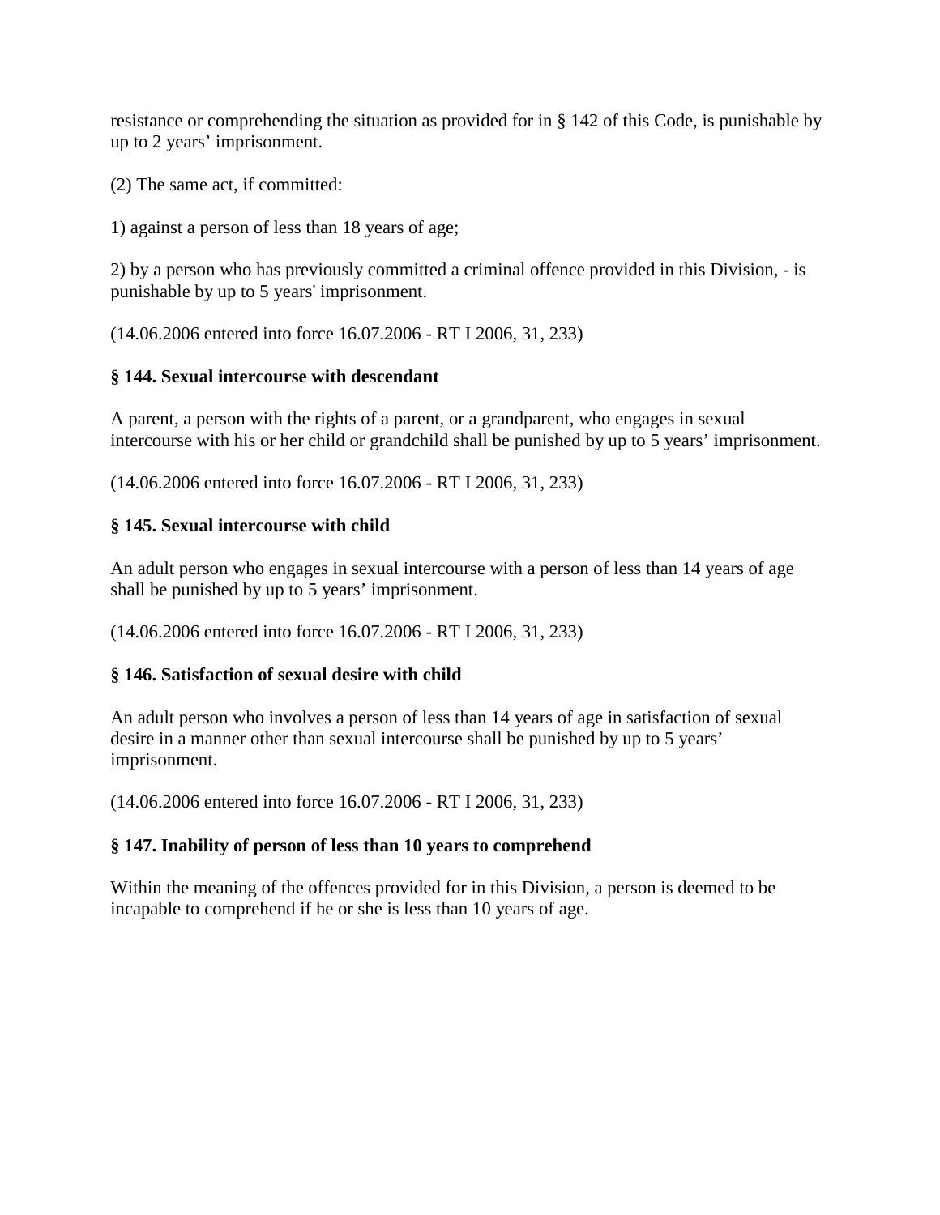resistance or comprehending the situation as provided for in § 142 of this Code, is punishable by up to 2 years' imprisonment.

(2) The same act, if committed:

1) against a person of less than 18 years of age;

2) by a person who has previously committed a criminal offence provided in this Division, - is punishable by up to 5 years' imprisonment.

(14.06.2006 entered into force 16.07.2006 - RT I 2006, 31, 233)

**§ 144. Sexual intercourse with descendant**

A parent, a person with the rights of a parent, or a grandparent, who engages in sexual intercourse with his or her child or grandchild shall be punished by up to 5 years' imprisonment.

(14.06.2006 entered into force 16.07.2006 - RT I 2006, 31, 233)

**§ 145. Sexual intercourse with child**

An adult person who engages in sexual intercourse with a person of less than 14 years of age shall be punished by up to 5 years' imprisonment.

(14.06.2006 entered into force 16.07.2006 - RT I 2006, 31, 233)

**§ 146. Satisfaction of sexual desire with child**

An adult person who involves a person of less than 14 years of age in satisfaction of sexual desire in a manner other than sexual intercourse shall be punished by up to 5 years' imprisonment.

(14.06.2006 entered into force 16.07.2006 - RT I 2006, 31, 233)

**§ 147. Inability of person of less than 10 years to comprehend**

Within the meaning of the offences provided for in this Division, a person is deemed to be incapable to comprehend if he or she is less than 10 years of age.